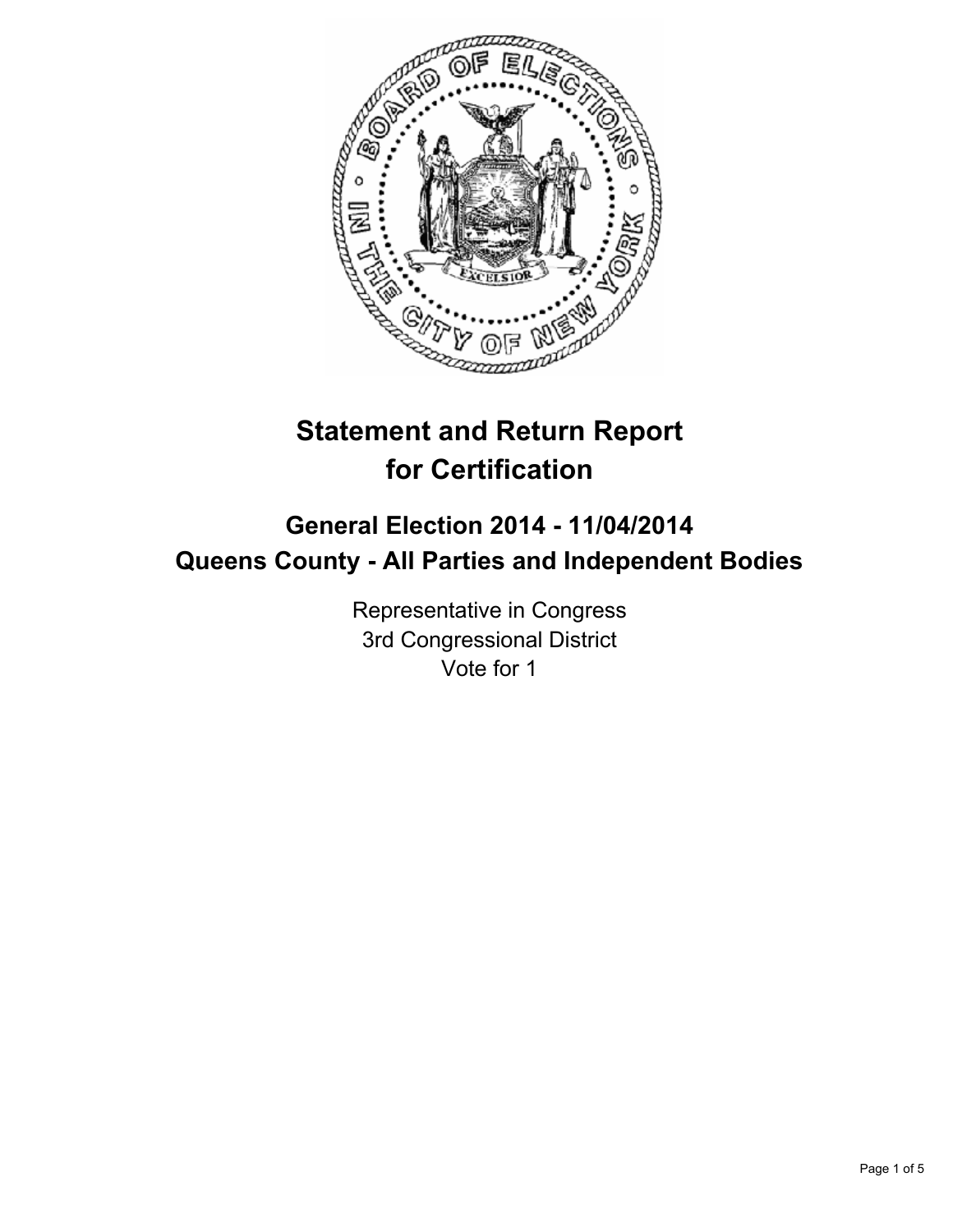# Statement and Return Report for Certification

## General Election 2014 - 11/04/2014
## Queens County - All Parties and Independent Bodies

Representative in Congress
3rd Congressional District
Vote for 1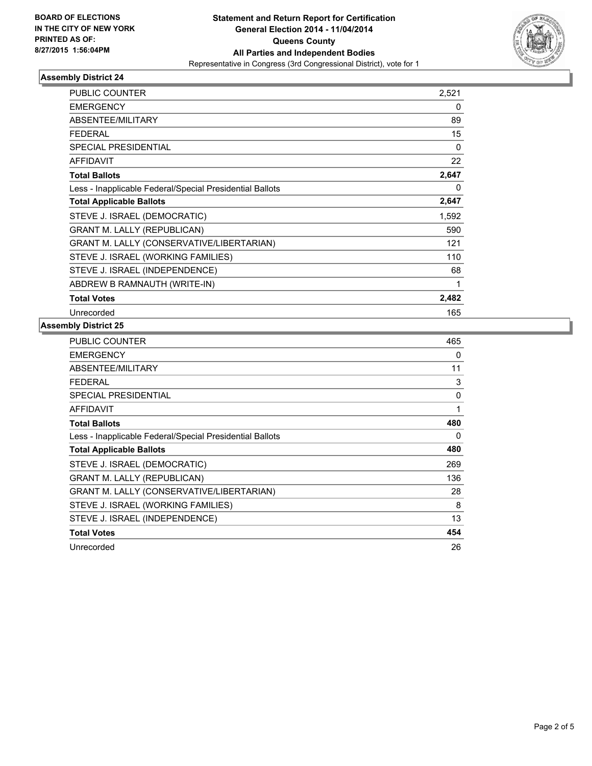BOARD OF ELECTIONS
IN THE CITY OF NEW YORK
PRINTED AS OF:
8/27/2015 1:56:04PM

**Statement and Return Report for Certification**
**General Election 2014 - 11/04/2014**
**Queens County**
**All Parties and Independent Bodies**
Representative in Congress (3rd Congressional District), vote for 1

### Assembly District 24

| | |
|---|---|
| PUBLIC COUNTER | 2,521 |
| EMERGENCY | 0 |
| ABSENTEE/MILITARY | 89 |
| FEDERAL | 15 |
| SPECIAL PRESIDENTIAL | 0 |
| AFFIDAVIT | 22 |
| **Total Ballots** | **2,647** |
| Less - Inapplicable Federal/Special Presidential Ballots | 0 |
| **Total Applicable Ballots** | **2,647** |
| STEVE J. ISRAEL (DEMOCRATIC) | 1,592 |
| GRANT M. LALLY (REPUBLICAN) | 590 |
| GRANT M. LALLY (CONSERVATIVE/LIBERTARIAN) | 121 |
| STEVE J. ISRAEL (WORKING FAMILIES) | 110 |
| STEVE J. ISRAEL (INDEPENDENCE) | 68 |
| ABDREW B RAMNAUTH (WRITE-IN) | 1 |
| **Total Votes** | **2,482** |
| Unrecorded | 165 |

### Assembly District 25

| | |
|---|---|
| PUBLIC COUNTER | 465 |
| EMERGENCY | 0 |
| ABSENTEE/MILITARY | 11 |
| FEDERAL | 3 |
| SPECIAL PRESIDENTIAL | 0 |
| AFFIDAVIT | 1 |
| **Total Ballots** | **480** |
| Less - Inapplicable Federal/Special Presidential Ballots | 0 |
| **Total Applicable Ballots** | **480** |
| STEVE J. ISRAEL (DEMOCRATIC) | 269 |
| GRANT M. LALLY (REPUBLICAN) | 136 |
| GRANT M. LALLY (CONSERVATIVE/LIBERTARIAN) | 28 |
| STEVE J. ISRAEL (WORKING FAMILIES) | 8 |
| STEVE J. ISRAEL (INDEPENDENCE) | 13 |
| **Total Votes** | **454** |
| Unrecorded | 26 |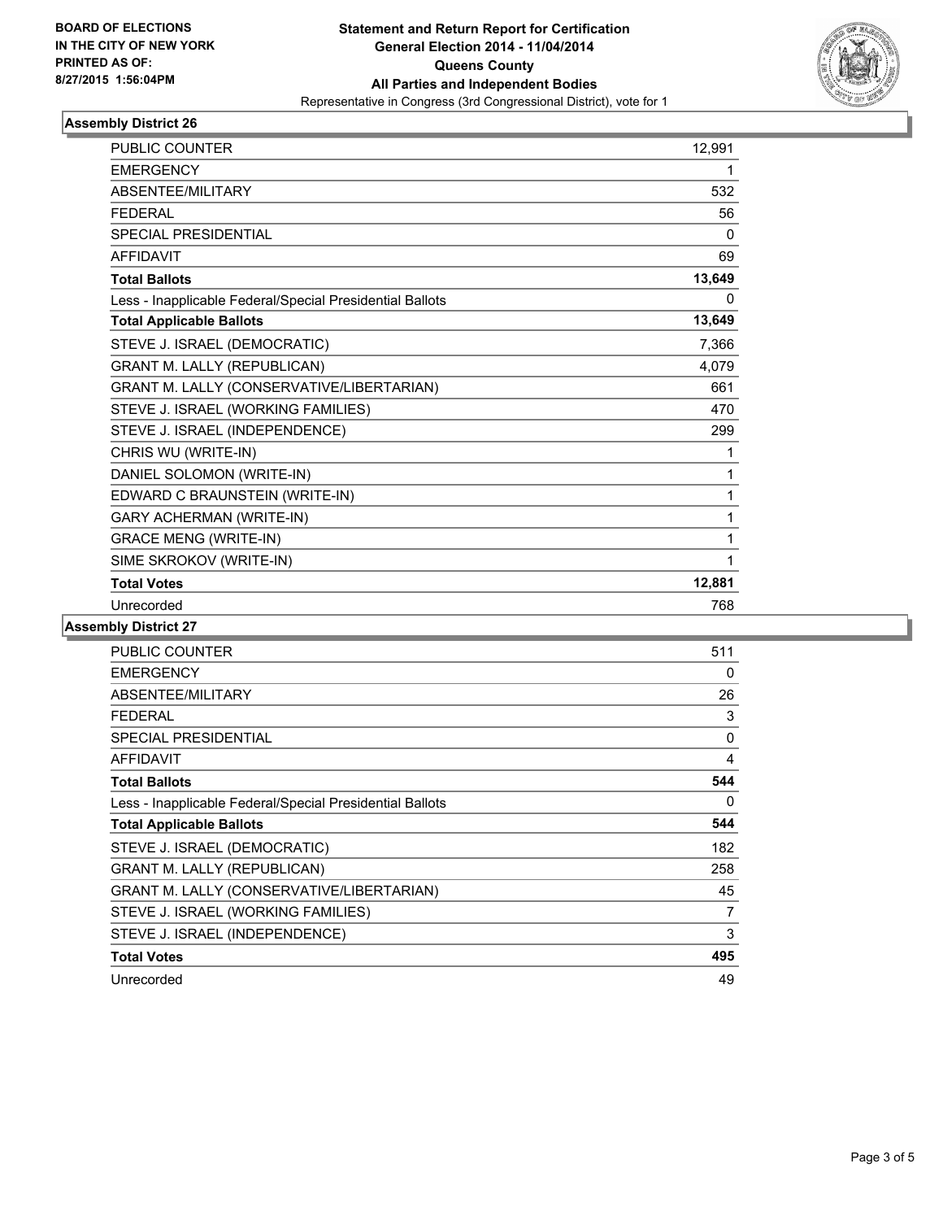**BOARD OF ELECTIONS IN THE CITY OF NEW YORK PRINTED AS OF: 8/27/2015 1:56:04PM**

**Statement and Return Report for Certification General Election 2014 - 11/04/2014 Queens County All Parties and Independent Bodies**
Representative in Congress (3rd Congressional District), vote for 1

## Assembly District 26

| | |
|---|---|
| PUBLIC COUNTER | 12,991 |
| EMERGENCY | 1 |
| ABSENTEE/MILITARY | 532 |
| FEDERAL | 56 |
| SPECIAL PRESIDENTIAL | 0 |
| AFFIDAVIT | 69 |
| **Total Ballots** | **13,649** |
| Less - Inapplicable Federal/Special Presidential Ballots | 0 |
| **Total Applicable Ballots** | **13,649** |
| STEVE J. ISRAEL (DEMOCRATIC) | 7,366 |
| GRANT M. LALLY (REPUBLICAN) | 4,079 |
| GRANT M. LALLY (CONSERVATIVE/LIBERTARIAN) | 661 |
| STEVE J. ISRAEL (WORKING FAMILIES) | 470 |
| STEVE J. ISRAEL (INDEPENDENCE) | 299 |
| CHRIS WU (WRITE-IN) | 1 |
| DANIEL SOLOMON (WRITE-IN) | 1 |
| EDWARD C BRAUNSTEIN (WRITE-IN) | 1 |
| GARY ACHERMAN (WRITE-IN) | 1 |
| GRACE MENG (WRITE-IN) | 1 |
| SIME SKROKOV (WRITE-IN) | 1 |
| **Total Votes** | **12,881** |
| Unrecorded | 768 |

## Assembly District 27

| | |
|---|---|
| PUBLIC COUNTER | 511 |
| EMERGENCY | 0 |
| ABSENTEE/MILITARY | 26 |
| FEDERAL | 3 |
| SPECIAL PRESIDENTIAL | 0 |
| AFFIDAVIT | 4 |
| **Total Ballots** | **544** |
| Less - Inapplicable Federal/Special Presidential Ballots | 0 |
| **Total Applicable Ballots** | **544** |
| STEVE J. ISRAEL (DEMOCRATIC) | 182 |
| GRANT M. LALLY (REPUBLICAN) | 258 |
| GRANT M. LALLY (CONSERVATIVE/LIBERTARIAN) | 45 |
| STEVE J. ISRAEL (WORKING FAMILIES) | 7 |
| STEVE J. ISRAEL (INDEPENDENCE) | 3 |
| **Total Votes** | **495** |
| Unrecorded | 49 |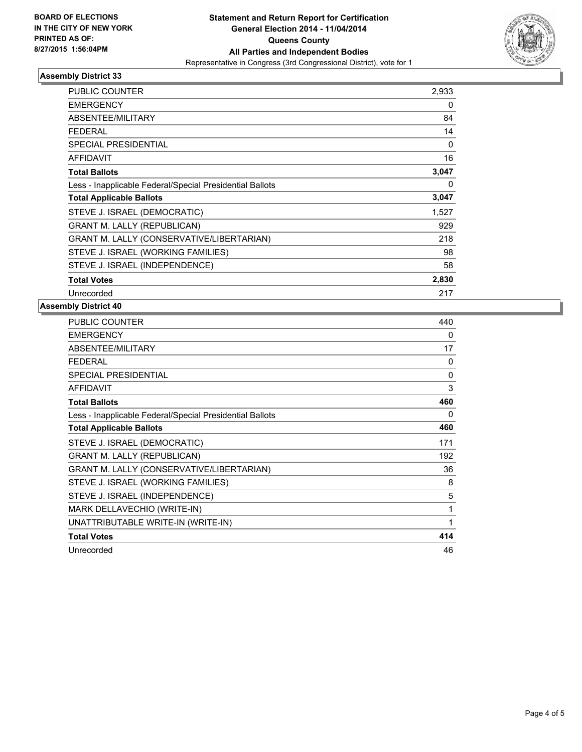**BOARD OF ELECTIONS IN THE CITY OF NEW YORK PRINTED AS OF: 8/27/2015 1:56:04PM**

**Statement and Return Report for Certification**
**General Election 2014 - 11/04/2014**
**Queens County**
**All Parties and Independent Bodies**
Representative in Congress (3rd Congressional District), vote for 1

### Assembly District 33

| | |
|---|---|
| PUBLIC COUNTER | 2,933 |
| EMERGENCY | 0 |
| ABSENTEE/MILITARY | 84 |
| FEDERAL | 14 |
| SPECIAL PRESIDENTIAL | 0 |
| AFFIDAVIT | 16 |
| **Total Ballots** | **3,047** |
| Less - Inapplicable Federal/Special Presidential Ballots | 0 |
| **Total Applicable Ballots** | **3,047** |
| STEVE J. ISRAEL (DEMOCRATIC) | 1,527 |
| GRANT M. LALLY (REPUBLICAN) | 929 |
| GRANT M. LALLY (CONSERVATIVE/LIBERTARIAN) | 218 |
| STEVE J. ISRAEL (WORKING FAMILIES) | 98 |
| STEVE J. ISRAEL (INDEPENDENCE) | 58 |
| **Total Votes** | **2,830** |
| Unrecorded | 217 |

### Assembly District 40

| | |
|---|---|
| PUBLIC COUNTER | 440 |
| EMERGENCY | 0 |
| ABSENTEE/MILITARY | 17 |
| FEDERAL | 0 |
| SPECIAL PRESIDENTIAL | 0 |
| AFFIDAVIT | 3 |
| **Total Ballots** | **460** |
| Less - Inapplicable Federal/Special Presidential Ballots | 0 |
| **Total Applicable Ballots** | **460** |
| STEVE J. ISRAEL (DEMOCRATIC) | 171 |
| GRANT M. LALLY (REPUBLICAN) | 192 |
| GRANT M. LALLY (CONSERVATIVE/LIBERTARIAN) | 36 |
| STEVE J. ISRAEL (WORKING FAMILIES) | 8 |
| STEVE J. ISRAEL (INDEPENDENCE) | 5 |
| MARK DELLAVECHIO (WRITE-IN) | 1 |
| UNATTRIBUTABLE WRITE-IN (WRITE-IN) | 1 |
| **Total Votes** | **414** |
| Unrecorded | 46 |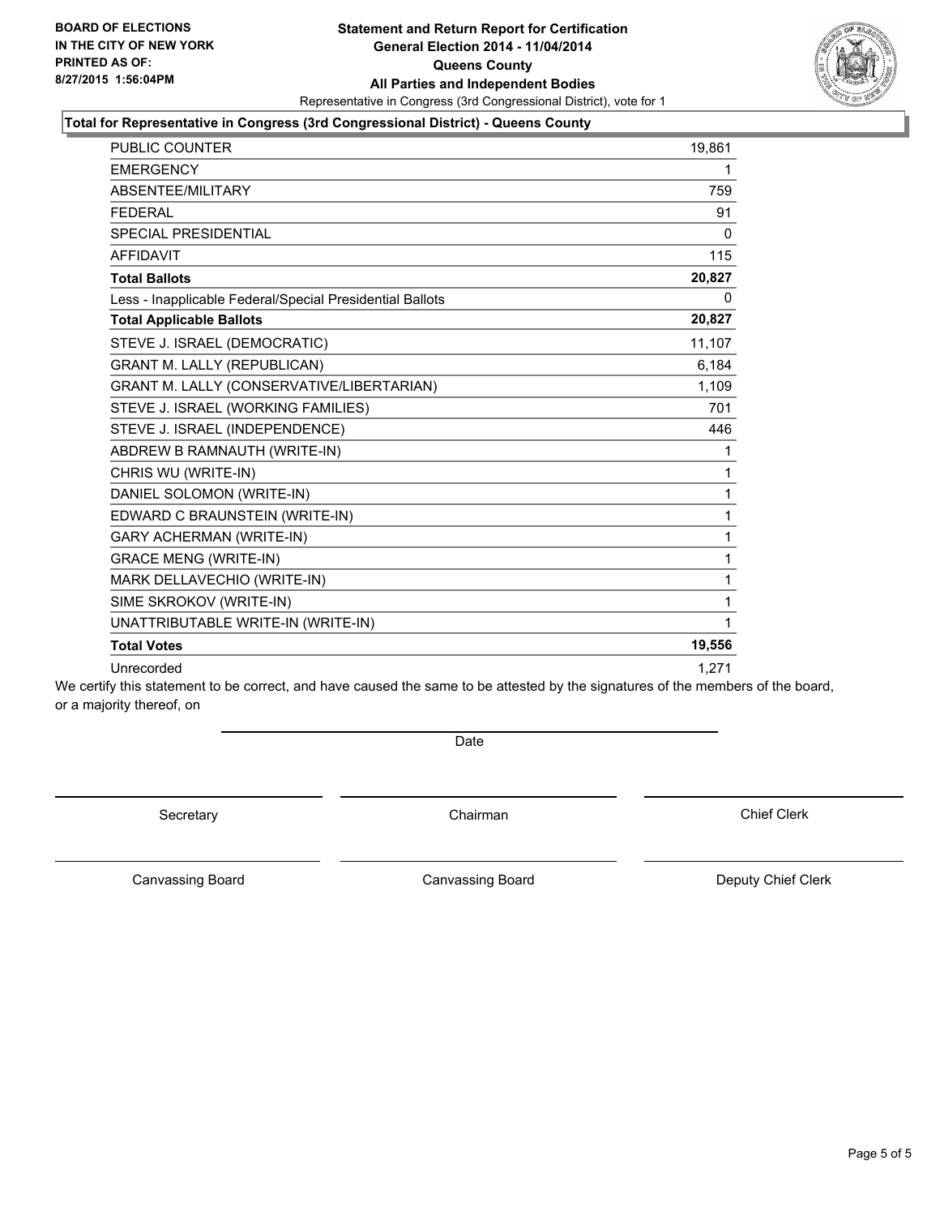**BOARD OF ELECTIONS IN THE CITY OF NEW YORK PRINTED AS OF: 8/27/2015 1:56:04PM**

**Statement and Return Report for Certification General Election 2014 - 11/04/2014 Queens County All Parties and Independent Bodies**

Representative in Congress (3rd Congressional District), vote for 1

**Total for Representative in Congress (3rd Congressional District) - Queens County**

| | |
|---|---|
| PUBLIC COUNTER | 19,861 |
| EMERGENCY | 1 |
| ABSENTEE/MILITARY | 759 |
| FEDERAL | 91 |
| SPECIAL PRESIDENTIAL | 0 |
| AFFIDAVIT | 115 |
| **Total Ballots** | **20,827** |
| Less - Inapplicable Federal/Special Presidential Ballots | 0 |
| **Total Applicable Ballots** | **20,827** |
| STEVE J. ISRAEL (DEMOCRATIC) | 11,107 |
| GRANT M. LALLY (REPUBLICAN) | 6,184 |
| GRANT M. LALLY (CONSERVATIVE/LIBERTARIAN) | 1,109 |
| STEVE J. ISRAEL (WORKING FAMILIES) | 701 |
| STEVE J. ISRAEL (INDEPENDENCE) | 446 |
| ABDREW B RAMNAUTH (WRITE-IN) | 1 |
| CHRIS WU (WRITE-IN) | 1 |
| DANIEL SOLOMON (WRITE-IN) | 1 |
| EDWARD C BRAUNSTEIN (WRITE-IN) | 1 |
| GARY ACHERMAN (WRITE-IN) | 1 |
| GRACE MENG (WRITE-IN) | 1 |
| MARK DELLAVECHIO (WRITE-IN) | 1 |
| SIME SKROKOV (WRITE-IN) | 1 |
| UNATTRIBUTABLE WRITE-IN (WRITE-IN) | 1 |
| **Total Votes** | **19,556** |
| Unrecorded | 1,271 |

We certify this statement to be correct, and have caused the same to be attested by the signatures of the members of the board, or a majority thereof, on

Date

Secretary

Chairman

Chief Clerk

Canvassing Board

Canvassing Board

Deputy Chief Clerk